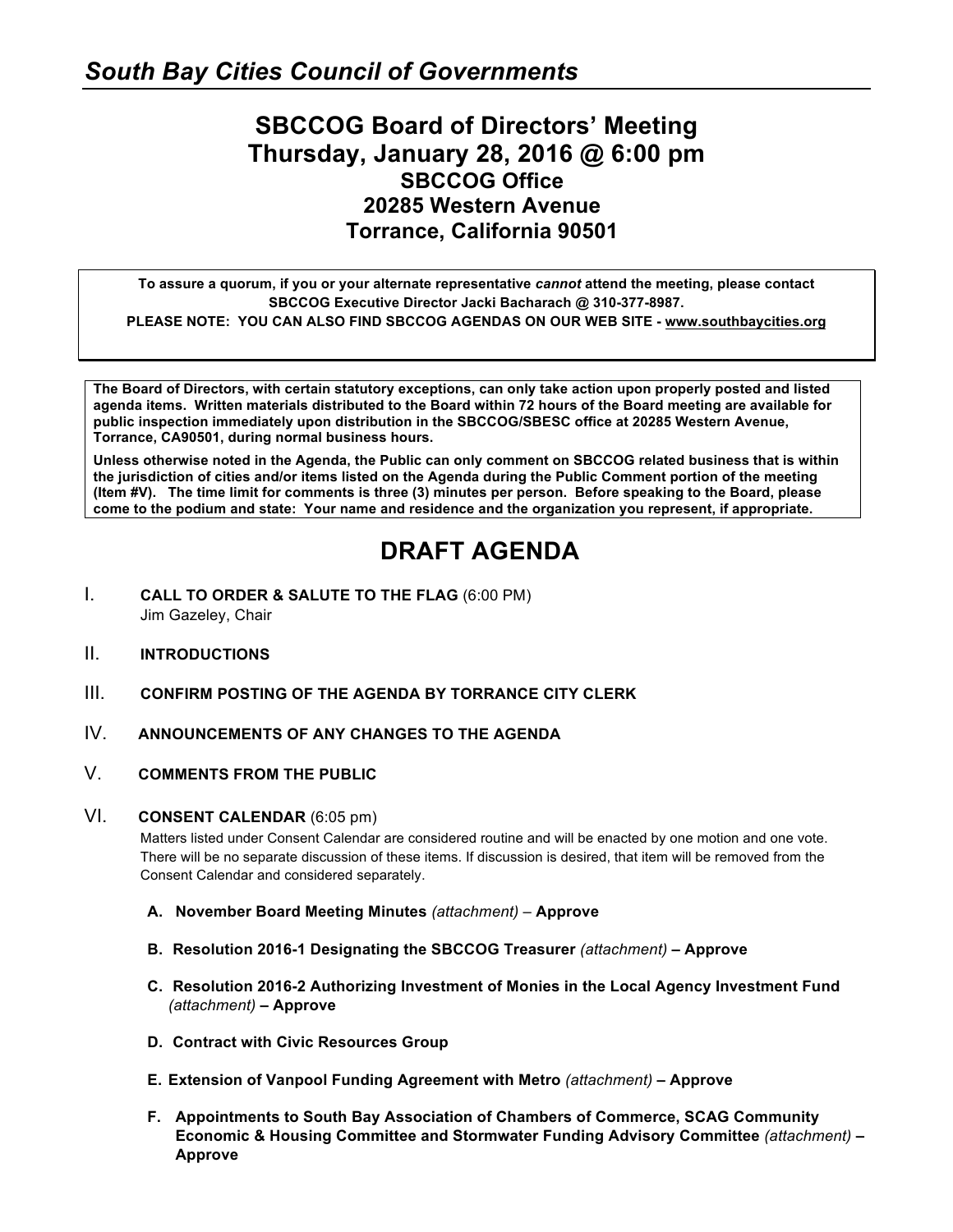## *South Bay Cities Council of Governments*

# SBCCOG Board of Directors' Meeting
# Thursday, January 28, 2016 @ 6:00 pm
### SBCCOG Office
### 20285 Western Avenue
### Torrance, California 90501

**To assure a quorum, if you or your alternate representative *cannot* attend the meeting, please contact SBCCOG Executive Director Jacki Bacharach @ 310-377-8987.**
**PLEASE NOTE: YOU CAN ALSO FIND SBCCOG AGENDAS ON OUR WEB SITE - www.southbaycities.org**

**The Board of Directors, with certain statutory exceptions, can only take action upon properly posted and listed agenda items. Written materials distributed to the Board within 72 hours of the Board meeting are available for public inspection immediately upon distribution in the SBCCOG/SBESC office at 20285 Western Avenue, Torrance, CA90501, during normal business hours.**

**Unless otherwise noted in the Agenda, the Public can only comment on SBCCOG related business that is within the jurisdiction of cities and/or items listed on the Agenda during the Public Comment portion of the meeting (Item #V). The time limit for comments is three (3) minutes per person. Before speaking to the Board, please come to the podium and state: Your name and residence and the organization you represent, if appropriate.**

# DRAFT AGENDA

I. **CALL TO ORDER & SALUTE TO THE FLAG** (6:00 PM)
Jim Gazeley, Chair

II. **INTRODUCTIONS**

III. **CONFIRM POSTING OF THE AGENDA BY TORRANCE CITY CLERK**

IV. **ANNOUNCEMENTS OF ANY CHANGES TO THE AGENDA**

V. **COMMENTS FROM THE PUBLIC**

VI. **CONSENT CALENDAR** (6:05 pm)
Matters listed under Consent Calendar are considered routine and will be enacted by one motion and one vote. There will be no separate discussion of these items. If discussion is desired, that item will be removed from the Consent Calendar and considered separately.

A. **November Board Meeting Minutes** *(attachment)* – **Approve**

B. **Resolution 2016-1 Designating the SBCCOG Treasurer** *(attachment)* **– Approve**

C. **Resolution 2016-2 Authorizing Investment of Monies in the Local Agency Investment Fund** *(attachment)* **– Approve**

D. **Contract with Civic Resources Group**

E. **Extension of Vanpool Funding Agreement with Metro** *(attachment)* **– Approve**

F. **Appointments to South Bay Association of Chambers of Commerce, SCAG Community Economic & Housing Committee and Stormwater Funding Advisory Committee** *(attachment)* **– Approve**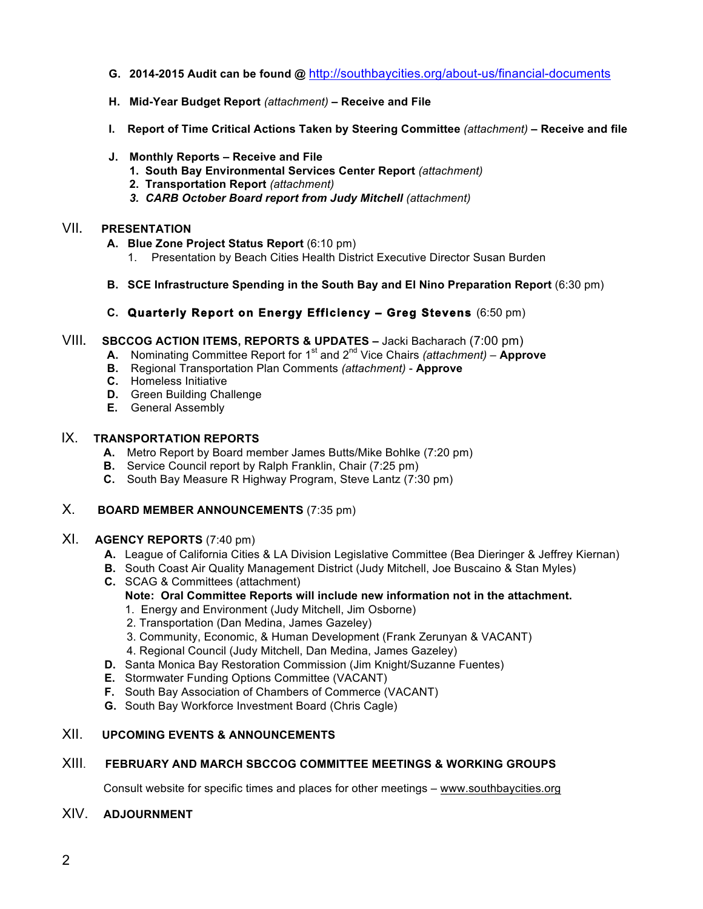- **G. 2014-2015 Audit can be found @** http://southbaycities.org/about-us/financial-documents

- **H. Mid-Year Budget Report** *(attachment)* **– Receive and File**

- **I. Report of Time Critical Actions Taken by Steering Committee** *(attachment)* **– Receive and file**

- **J. Monthly Reports – Receive and File**
  1. **South Bay Environmental Services Center Report** *(attachment)*
  2. **Transportation Report** *(attachment)*
  3. ***CARB October Board report from Judy Mitchell*** *(attachment)*

## VII. PRESENTATION

- **A. Blue Zone Project Status Report** (6:10 pm)
  1. Presentation by Beach Cities Health District Executive Director Susan Burden

- **B. SCE Infrastructure Spending in the South Bay and El Nino Preparation Report** (6:30 pm)

- **C. Quarterly Report on Energy Efficiency – Greg Stevens** (6:50 pm)

## VIII. SBCCOG ACTION ITEMS, REPORTS & UPDATES – Jacki Bacharach (7:00 pm)

- **A.** Nominating Committee Report for 1st and 2nd Vice Chairs *(attachment)* – **Approve**
- **B.** Regional Transportation Plan Comments *(attachment)* - **Approve**
- **C.** Homeless Initiative
- **D.** Green Building Challenge
- **E.** General Assembly

## IX. TRANSPORTATION REPORTS

- **A.** Metro Report by Board member James Butts/Mike Bohlke (7:20 pm)
- **B.** Service Council report by Ralph Franklin, Chair (7:25 pm)
- **C.** South Bay Measure R Highway Program, Steve Lantz (7:30 pm)

## X. BOARD MEMBER ANNOUNCEMENTS (7:35 pm)

## XI. AGENCY REPORTS (7:40 pm)

- **A.** League of California Cities & LA Division Legislative Committee (Bea Dieringer & Jeffrey Kiernan)
- **B.** South Coast Air Quality Management District (Judy Mitchell, Joe Buscaino & Stan Myles)
- **C.** SCAG & Committees (attachment)
  **Note: Oral Committee Reports will include new information not in the attachment.**
  1. Energy and Environment (Judy Mitchell, Jim Osborne)
  2. Transportation (Dan Medina, James Gazeley)
  3. Community, Economic, & Human Development (Frank Zerunyan & VACANT)
  4. Regional Council (Judy Mitchell, Dan Medina, James Gazeley)
- **D.** Santa Monica Bay Restoration Commission (Jim Knight/Suzanne Fuentes)
- **E.** Stormwater Funding Options Committee (VACANT)
- **F.** South Bay Association of Chambers of Commerce (VACANT)
- **G.** South Bay Workforce Investment Board (Chris Cagle)

## XII. UPCOMING EVENTS & ANNOUNCEMENTS

## XIII. FEBRUARY AND MARCH SBCCOG COMMITTEE MEETINGS & WORKING GROUPS

Consult website for specific times and places for other meetings – www.southbaycities.org

## XIV. ADJOURNMENT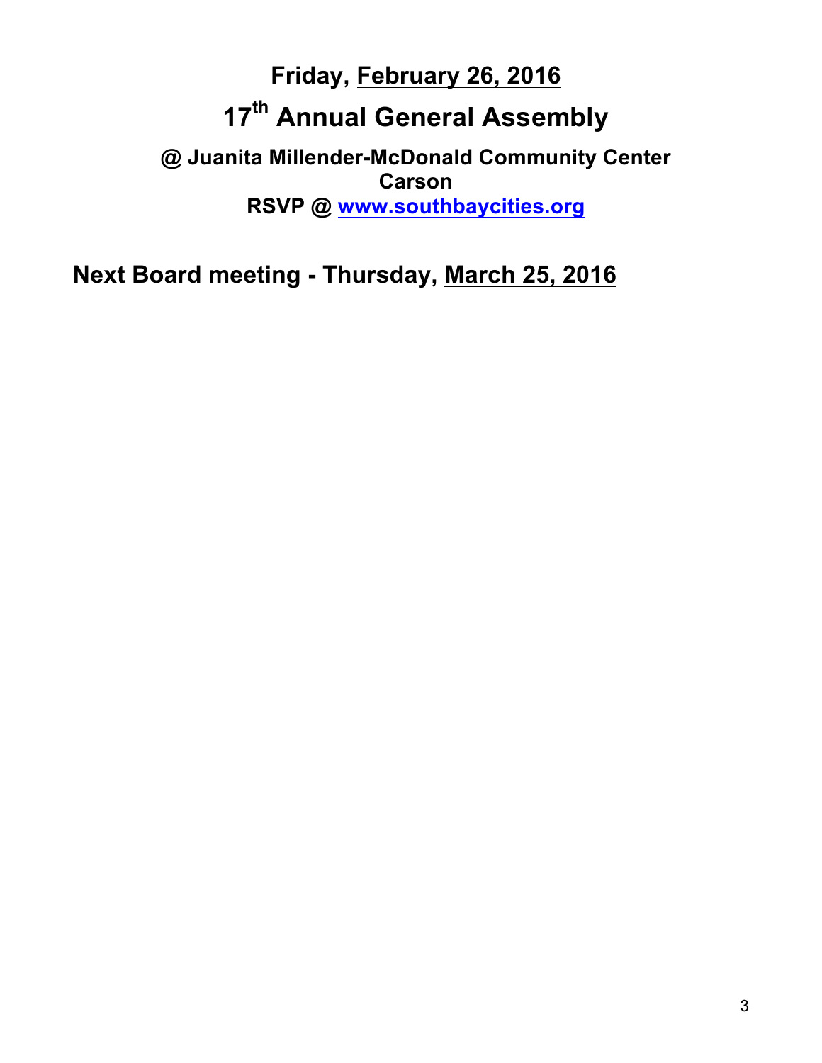**Friday, February 26, 2016**

# 17th Annual General Assembly

**@ Juanita Millender-McDonald Community Center**
**Carson**
**RSVP @ www.southbaycities.org**

**Next Board meeting - Thursday, March 25, 2016**